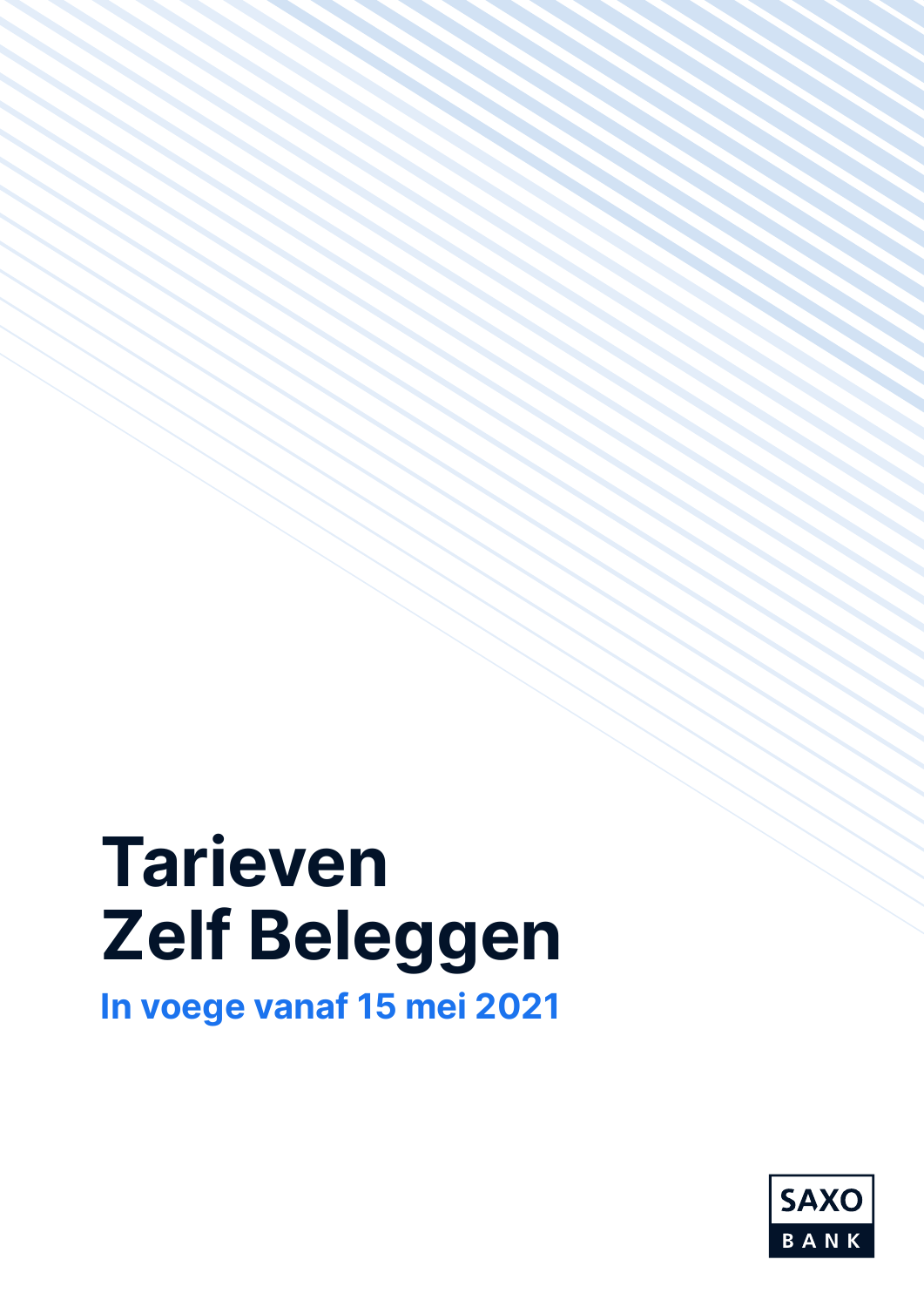# Tarieven Zelf Beleggen

**In voege vanaf 15 mei 2021**

SAXO BANK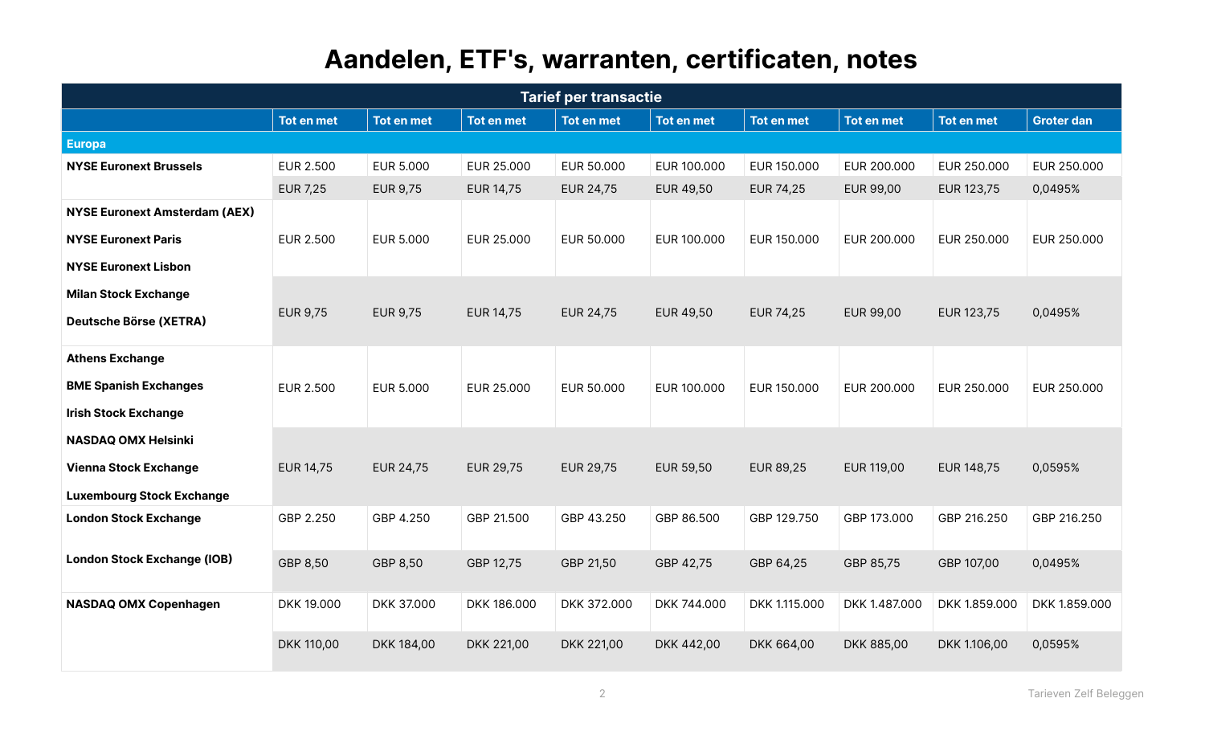# Aandelen, ETF's, warranten, certificaten, notes

| Tarief per transactie | | | | | | | | | |
|---|---|---|---|---|---|---|---|---|---|
| | **Tot en met** | **Tot en met** | **Tot en met** | **Tot en met** | **Tot en met** | **Tot en met** | **Tot en met** | **Tot en met** | **Groter dan** |
| **Europa** | | | | | | | | | |
| **NYSE Euronext Brussels** | EUR 2.500 | EUR 5.000 | EUR 25.000 | EUR 50.000 | EUR 100.000 | EUR 150.000 | EUR 200.000 | EUR 250.000 | EUR 250.000 |
| | EUR 7,25 | EUR 9,75 | EUR 14,75 | EUR 24,75 | EUR 49,50 | EUR 74,25 | EUR 99,00 | EUR 123,75 | 0,0495% |
| **NYSE Euronext Amsterdam (AEX)**<br>**NYSE Euronext Paris**<br>**NYSE Euronext Lisbon**<br>**Milan Stock Exchange**<br>**Deutsche Börse (XETRA)** | EUR 2.500 | EUR 5.000 | EUR 25.000 | EUR 50.000 | EUR 100.000 | EUR 150.000 | EUR 200.000 | EUR 250.000 | EUR 250.000 |
| | EUR 9,75 | EUR 9,75 | EUR 14,75 | EUR 24,75 | EUR 49,50 | EUR 74,25 | EUR 99,00 | EUR 123,75 | 0,0495% |
| **Athens Exchange**<br>**BME Spanish Exchanges**<br>**Irish Stock Exchange**<br>**NASDAQ OMX Helsinki**<br>**Vienna Stock Exchange**<br>**Luxembourg Stock Exchange** | EUR 2.500 | EUR 5.000 | EUR 25.000 | EUR 50.000 | EUR 100.000 | EUR 150.000 | EUR 200.000 | EUR 250.000 | EUR 250.000 |
| | EUR 14,75 | EUR 24,75 | EUR 29,75 | EUR 29,75 | EUR 59,50 | EUR 89,25 | EUR 119,00 | EUR 148,75 | 0,0595% |
| **London Stock Exchange**<br>**London Stock Exchange (IOB)** | GBP 2.250 | GBP 4.250 | GBP 21.500 | GBP 43.250 | GBP 86.500 | GBP 129.750 | GBP 173.000 | GBP 216.250 | GBP 216.250 |
| | GBP 8,50 | GBP 8,50 | GBP 12,75 | GBP 21,50 | GBP 42,75 | GBP 64,25 | GBP 85,75 | GBP 107,00 | 0,0495% |
| **NASDAQ OMX Copenhagen** | DKK 19.000 | DKK 37.000 | DKK 186.000 | DKK 372.000 | DKK 744.000 | DKK 1.115.000 | DKK 1.487.000 | DKK 1.859.000 | DKK 1.859.000 |
| | DKK 110,00 | DKK 184,00 | DKK 221,00 | DKK 221,00 | DKK 442,00 | DKK 664,00 | DKK 885,00 | DKK 1.106,00 | 0,0595% |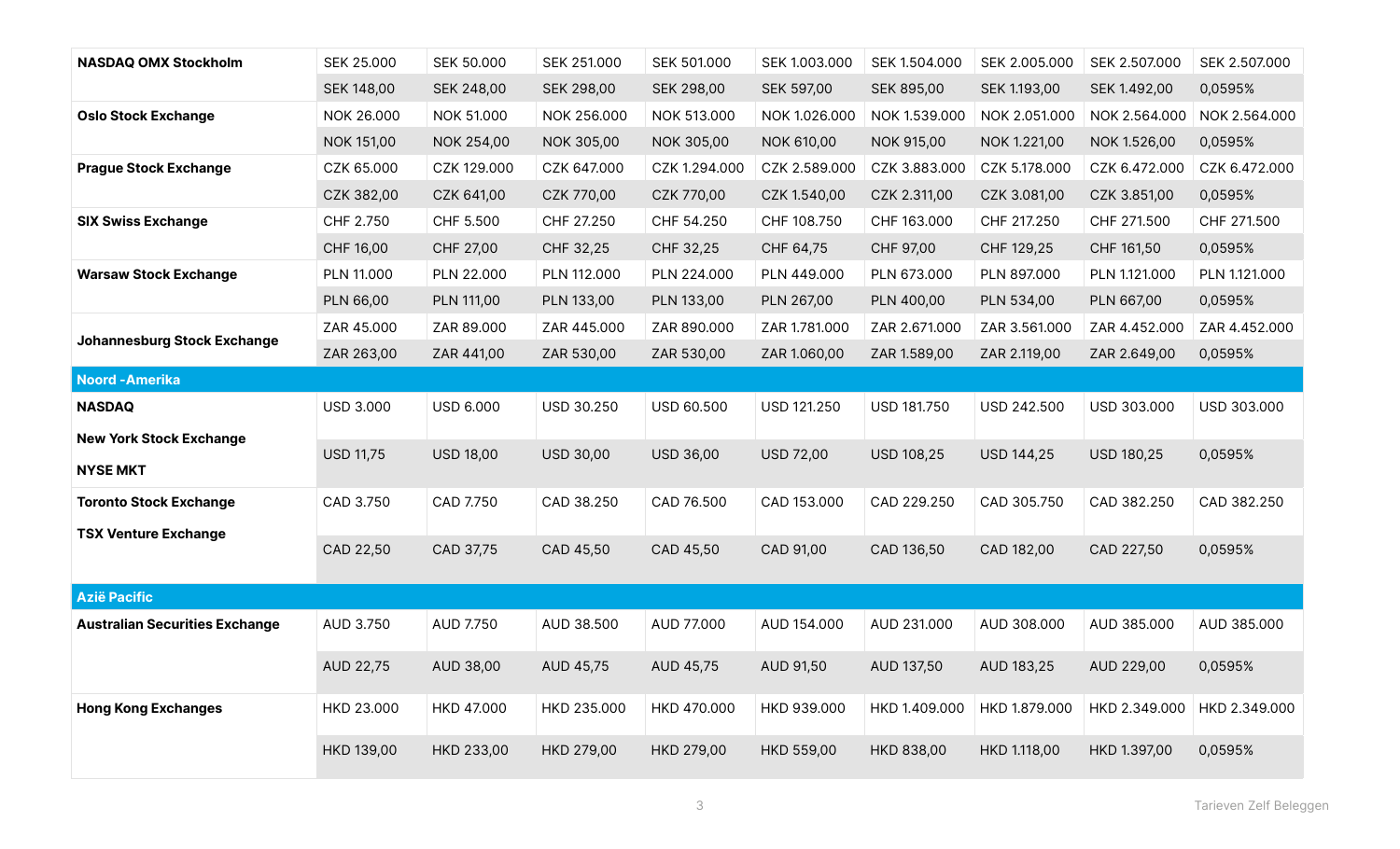| | | | | | | | | | |
|---|---|---|---|---|---|---|---|---|---|
| **NASDAQ OMX Stockholm** | SEK 25.000 | SEK 50.000 | SEK 251.000 | SEK 501.000 | SEK 1.003.000 | SEK 1.504.000 | SEK 2.005.000 | SEK 2.507.000 | SEK 2.507.000 |
| | SEK 148,00 | SEK 248,00 | SEK 298,00 | SEK 298,00 | SEK 597,00 | SEK 895,00 | SEK 1.193,00 | SEK 1.492,00 | 0,0595% |
| **Oslo Stock Exchange** | NOK 26.000 | NOK 51.000 | NOK 256.000 | NOK 513.000 | NOK 1.026.000 | NOK 1.539.000 | NOK 2.051.000 | NOK 2.564.000 | NOK 2.564.000 |
| | NOK 151,00 | NOK 254,00 | NOK 305,00 | NOK 305,00 | NOK 610,00 | NOK 915,00 | NOK 1.221,00 | NOK 1.526,00 | 0,0595% |
| **Prague Stock Exchange** | CZK 65.000 | CZK 129.000 | CZK 647.000 | CZK 1.294.000 | CZK 2.589.000 | CZK 3.883.000 | CZK 5.178.000 | CZK 6.472.000 | CZK 6.472.000 |
| | CZK 382,00 | CZK 641,00 | CZK 770,00 | CZK 770,00 | CZK 1.540,00 | CZK 2.311,00 | CZK 3.081,00 | CZK 3.851,00 | 0,0595% |
| **SIX Swiss Exchange** | CHF 2.750 | CHF 5.500 | CHF 27.250 | CHF 54.250 | CHF 108.750 | CHF 163.000 | CHF 217.250 | CHF 271.500 | CHF 271.500 |
| | CHF 16,00 | CHF 27,00 | CHF 32,25 | CHF 32,25 | CHF 64,75 | CHF 97,00 | CHF 129,25 | CHF 161,50 | 0,0595% |
| **Warsaw Stock Exchange** | PLN 11.000 | PLN 22.000 | PLN 112.000 | PLN 224.000 | PLN 449.000 | PLN 673.000 | PLN 897.000 | PLN 1.121.000 | PLN 1.121.000 |
| | PLN 66,00 | PLN 111,00 | PLN 133,00 | PLN 133,00 | PLN 267,00 | PLN 400,00 | PLN 534,00 | PLN 667,00 | 0,0595% |
| **Johannesburg Stock Exchange** | ZAR 45.000 | ZAR 89.000 | ZAR 445.000 | ZAR 890.000 | ZAR 1.781.000 | ZAR 2.671.000 | ZAR 3.561.000 | ZAR 4.452.000 | ZAR 4.452.000 |
| | ZAR 263,00 | ZAR 441,00 | ZAR 530,00 | ZAR 530,00 | ZAR 1.060,00 | ZAR 1.589,00 | ZAR 2.119,00 | ZAR 2.649,00 | 0,0595% |
| **Noord -Amerika** | | | | | | | | | |
| **NASDAQ** **New York Stock Exchange** **NYSE MKT** | USD 3.000 | USD 6.000 | USD 30.250 | USD 60.500 | USD 121.250 | USD 181.750 | USD 242.500 | USD 303.000 | USD 303.000 |
| | USD 11,75 | USD 18,00 | USD 30,00 | USD 36,00 | USD 72,00 | USD 108,25 | USD 144,25 | USD 180,25 | 0,0595% |
| **Toronto Stock Exchange** **TSX Venture Exchange** | CAD 3.750 | CAD 7.750 | CAD 38.250 | CAD 76.500 | CAD 153.000 | CAD 229.250 | CAD 305.750 | CAD 382.250 | CAD 382.250 |
| | CAD 22,50 | CAD 37,75 | CAD 45,50 | CAD 45,50 | CAD 91,00 | CAD 136,50 | CAD 182,00 | CAD 227,50 | 0,0595% |
| **Azië Pacific** | | | | | | | | | |
| **Australian Securities Exchange** | AUD 3.750 | AUD 7.750 | AUD 38.500 | AUD 77.000 | AUD 154.000 | AUD 231.000 | AUD 308.000 | AUD 385.000 | AUD 385.000 |
| | AUD 22,75 | AUD 38,00 | AUD 45,75 | AUD 45,75 | AUD 91,50 | AUD 137,50 | AUD 183,25 | AUD 229,00 | 0,0595% |
| **Hong Kong Exchanges** | HKD 23.000 | HKD 47.000 | HKD 235.000 | HKD 470.000 | HKD 939.000 | HKD 1.409.000 | HKD 1.879.000 | HKD 2.349.000 | HKD 2.349.000 |
| | HKD 139,00 | HKD 233,00 | HKD 279,00 | HKD 279,00 | HKD 559,00 | HKD 838,00 | HKD 1.118,00 | HKD 1.397,00 | 0,0595% |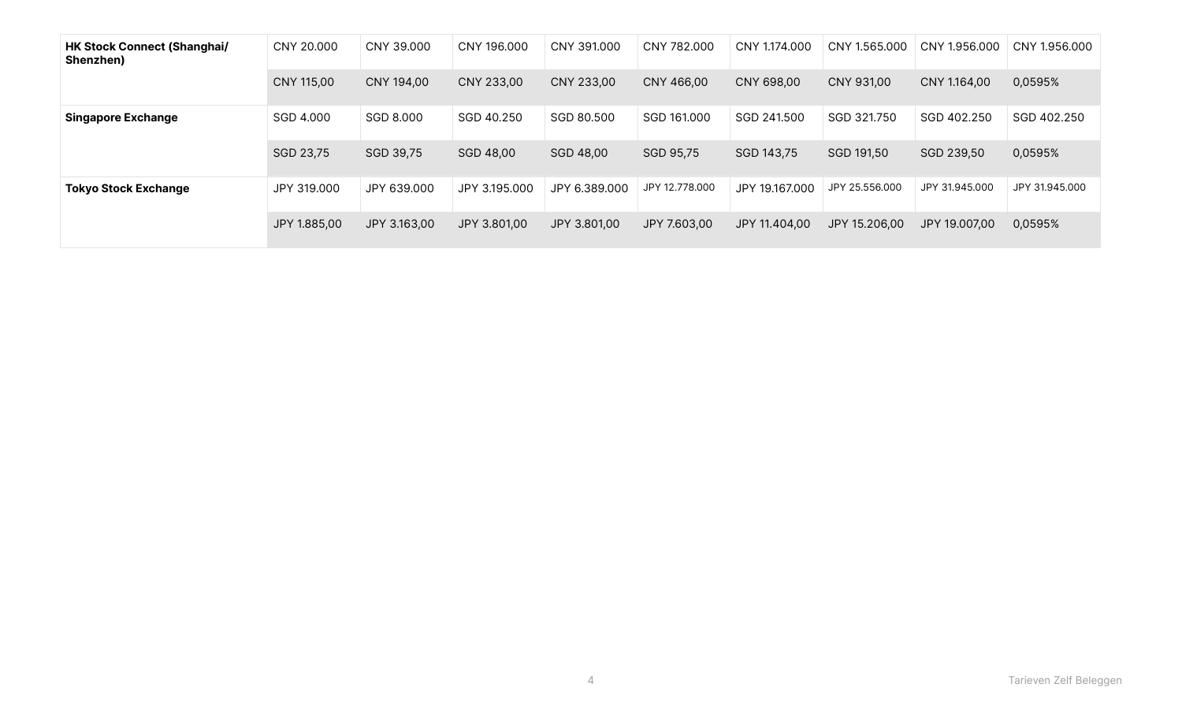| | | | | | | | | | |
|---|---|---|---|---|---|---|---|---|---|
| **HK Stock Connect (Shanghai/ Shenzhen)** | CNY 20.000 | CNY 39.000 | CNY 196.000 | CNY 391.000 | CNY 782.000 | CNY 1.174.000 | CNY 1.565.000 | CNY 1.956.000 | CNY 1.956.000 |
| | CNY 115,00 | CNY 194,00 | CNY 233,00 | CNY 233,00 | CNY 466,00 | CNY 698,00 | CNY 931,00 | CNY 1.164,00 | 0,0595% |
| **Singapore Exchange** | SGD 4.000 | SGD 8.000 | SGD 40.250 | SGD 80.500 | SGD 161.000 | SGD 241.500 | SGD 321.750 | SGD 402.250 | SGD 402.250 |
| | SGD 23,75 | SGD 39,75 | SGD 48,00 | SGD 48,00 | SGD 95,75 | SGD 143,75 | SGD 191,50 | SGD 239,50 | 0,0595% |
| **Tokyo Stock Exchange** | JPY 319.000 | JPY 639.000 | JPY 3.195.000 | JPY 6.389.000 | JPY 12.778.000 | JPY 19.167.000 | JPY 25.556.000 | JPY 31.945.000 | JPY 31.945.000 |
| | JPY 1.885,00 | JPY 3.163,00 | JPY 3.801,00 | JPY 3.801,00 | JPY 7.603,00 | JPY 11.404,00 | JPY 15.206,00 | JPY 19.007,00 | 0,0595% |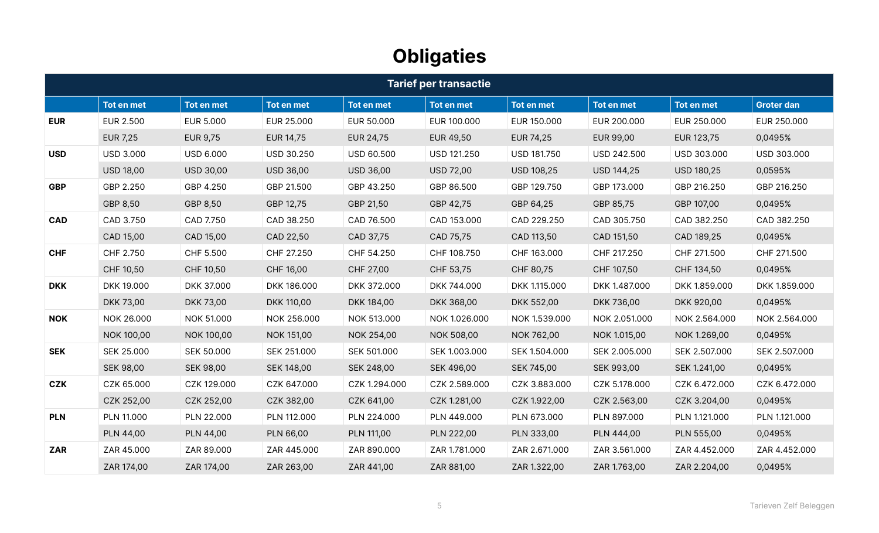# Obligaties

| Tarief per transactie | | | | | | | | | |
|---|---|---|---|---|---|---|---|---|---|
| | Tot en met | Tot en met | Tot en met | Tot en met | Tot en met | Tot en met | Tot en met | Tot en met | Groter dan |
| **EUR** | EUR 2.500 | EUR 5.000 | EUR 25.000 | EUR 50.000 | EUR 100.000 | EUR 150.000 | EUR 200.000 | EUR 250.000 | EUR 250.000 |
| | EUR 7,25 | EUR 9,75 | EUR 14,75 | EUR 24,75 | EUR 49,50 | EUR 74,25 | EUR 99,00 | EUR 123,75 | 0,0495% |
| **USD** | USD 3.000 | USD 6.000 | USD 30.250 | USD 60.500 | USD 121.250 | USD 181.750 | USD 242.500 | USD 303.000 | USD 303.000 |
| | USD 18,00 | USD 30,00 | USD 36,00 | USD 36,00 | USD 72,00 | USD 108,25 | USD 144,25 | USD 180,25 | 0,0595% |
| **GBP** | GBP 2.250 | GBP 4.250 | GBP 21.500 | GBP 43.250 | GBP 86.500 | GBP 129.750 | GBP 173.000 | GBP 216.250 | GBP 216.250 |
| | GBP 8,50 | GBP 8,50 | GBP 12,75 | GBP 21,50 | GBP 42,75 | GBP 64,25 | GBP 85,75 | GBP 107,00 | 0,0495% |
| **CAD** | CAD 3.750 | CAD 7.750 | CAD 38.250 | CAD 76.500 | CAD 153.000 | CAD 229.250 | CAD 305.750 | CAD 382.250 | CAD 382.250 |
| | CAD 15,00 | CAD 15,00 | CAD 22,50 | CAD 37,75 | CAD 75,75 | CAD 113,50 | CAD 151,50 | CAD 189,25 | 0,0495% |
| **CHF** | CHF 2.750 | CHF 5.500 | CHF 27.250 | CHF 54.250 | CHF 108.750 | CHF 163.000 | CHF 217.250 | CHF 271.500 | CHF 271.500 |
| | CHF 10,50 | CHF 10,50 | CHF 16,00 | CHF 27,00 | CHF 53,75 | CHF 80,75 | CHF 107,50 | CHF 134,50 | 0,0495% |
| **DKK** | DKK 19.000 | DKK 37.000 | DKK 186.000 | DKK 372.000 | DKK 744.000 | DKK 1.115.000 | DKK 1.487.000 | DKK 1.859.000 | DKK 1.859.000 |
| | DKK 73,00 | DKK 73,00 | DKK 110,00 | DKK 184,00 | DKK 368,00 | DKK 552,00 | DKK 736,00 | DKK 920,00 | 0,0495% |
| **NOK** | NOK 26.000 | NOK 51.000 | NOK 256.000 | NOK 513.000 | NOK 1.026.000 | NOK 1.539.000 | NOK 2.051.000 | NOK 2.564.000 | NOK 2.564.000 |
| | NOK 100,00 | NOK 100,00 | NOK 151,00 | NOK 254,00 | NOK 508,00 | NOK 762,00 | NOK 1.015,00 | NOK 1.269,00 | 0,0495% |
| **SEK** | SEK 25.000 | SEK 50.000 | SEK 251.000 | SEK 501.000 | SEK 1.003.000 | SEK 1.504.000 | SEK 2.005.000 | SEK 2.507.000 | SEK 2.507.000 |
| | SEK 98,00 | SEK 98,00 | SEK 148,00 | SEK 248,00 | SEK 496,00 | SEK 745,00 | SEK 993,00 | SEK 1.241,00 | 0,0495% |
| **CZK** | CZK 65.000 | CZK 129.000 | CZK 647.000 | CZK 1.294.000 | CZK 2.589.000 | CZK 3.883.000 | CZK 5.178.000 | CZK 6.472.000 | CZK 6.472.000 |
| | CZK 252,00 | CZK 252,00 | CZK 382,00 | CZK 641,00 | CZK 1.281,00 | CZK 1.922,00 | CZK 2.563,00 | CZK 3.204,00 | 0,0495% |
| **PLN** | PLN 11.000 | PLN 22.000 | PLN 112.000 | PLN 224.000 | PLN 449.000 | PLN 673.000 | PLN 897.000 | PLN 1.121.000 | PLN 1.121.000 |
| | PLN 44,00 | PLN 44,00 | PLN 66,00 | PLN 111,00 | PLN 222,00 | PLN 333,00 | PLN 444,00 | PLN 555,00 | 0,0495% |
| **ZAR** | ZAR 45.000 | ZAR 89.000 | ZAR 445.000 | ZAR 890.000 | ZAR 1.781.000 | ZAR 2.671.000 | ZAR 3.561.000 | ZAR 4.452.000 | ZAR 4.452.000 |
| | ZAR 174,00 | ZAR 174,00 | ZAR 263,00 | ZAR 441,00 | ZAR 881,00 | ZAR 1.322,00 | ZAR 1.763,00 | ZAR 2.204,00 | 0,0495% |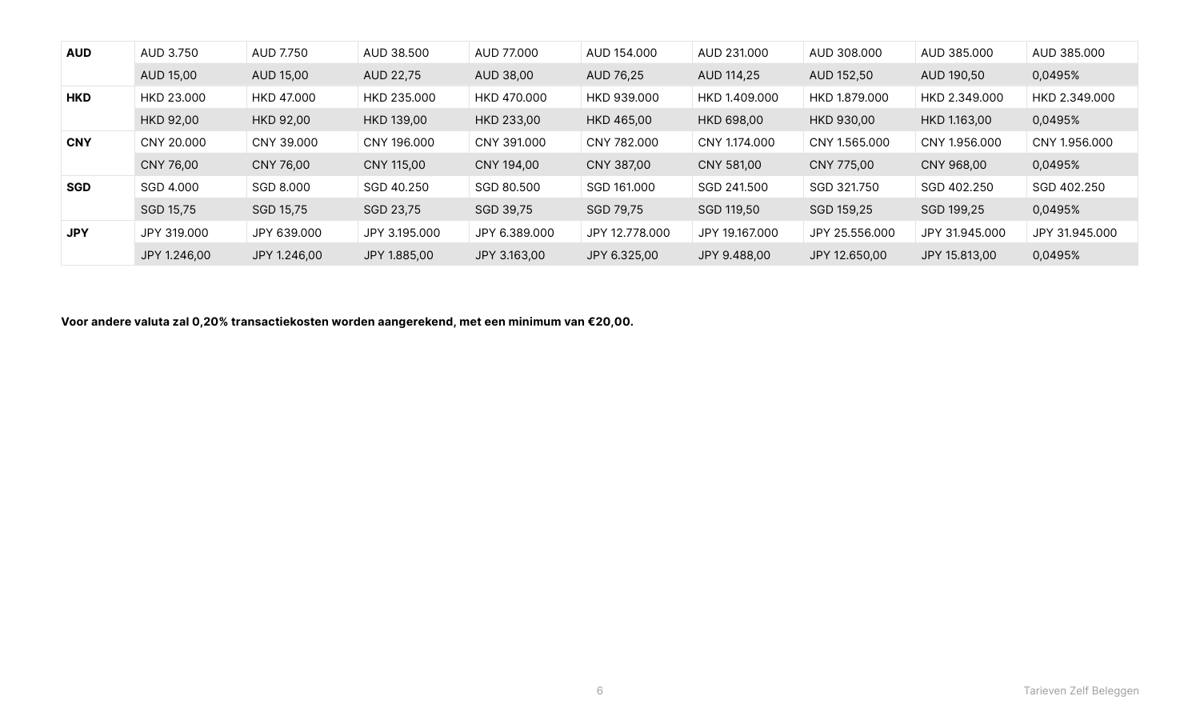| | | | | | | | | | |
|---|---|---|---|---|---|---|---|---|---|
| **AUD** | AUD 3.750 | AUD 7.750 | AUD 38.500 | AUD 77.000 | AUD 154.000 | AUD 231.000 | AUD 308.000 | AUD 385.000 | AUD 385.000 |
| | AUD 15,00 | AUD 15,00 | AUD 22,75 | AUD 38,00 | AUD 76,25 | AUD 114,25 | AUD 152,50 | AUD 190,50 | 0,0495% |
| **HKD** | HKD 23.000 | HKD 47.000 | HKD 235.000 | HKD 470.000 | HKD 939.000 | HKD 1.409.000 | HKD 1.879.000 | HKD 2.349.000 | HKD 2.349.000 |
| | HKD 92,00 | HKD 92,00 | HKD 139,00 | HKD 233,00 | HKD 465,00 | HKD 698,00 | HKD 930,00 | HKD 1.163,00 | 0,0495% |
| **CNY** | CNY 20.000 | CNY 39.000 | CNY 196.000 | CNY 391.000 | CNY 782.000 | CNY 1.174.000 | CNY 1.565.000 | CNY 1.956.000 | CNY 1.956.000 |
| | CNY 76,00 | CNY 76,00 | CNY 115,00 | CNY 194,00 | CNY 387,00 | CNY 581,00 | CNY 775,00 | CNY 968,00 | 0,0495% |
| **SGD** | SGD 4.000 | SGD 8.000 | SGD 40.250 | SGD 80.500 | SGD 161.000 | SGD 241.500 | SGD 321.750 | SGD 402.250 | SGD 402.250 |
| | SGD 15,75 | SGD 15,75 | SGD 23,75 | SGD 39,75 | SGD 79,75 | SGD 119,50 | SGD 159,25 | SGD 199,25 | 0,0495% |
| **JPY** | JPY 319.000 | JPY 639.000 | JPY 3.195.000 | JPY 6.389.000 | JPY 12.778.000 | JPY 19.167.000 | JPY 25.556.000 | JPY 31.945.000 | JPY 31.945.000 |
| | JPY 1.246,00 | JPY 1.246,00 | JPY 1.885,00 | JPY 3.163,00 | JPY 6.325,00 | JPY 9.488,00 | JPY 12.650,00 | JPY 15.813,00 | 0,0495% |

**Voor andere valuta zal 0,20% transactiekosten worden aangerekend, met een minimum van €20,00.**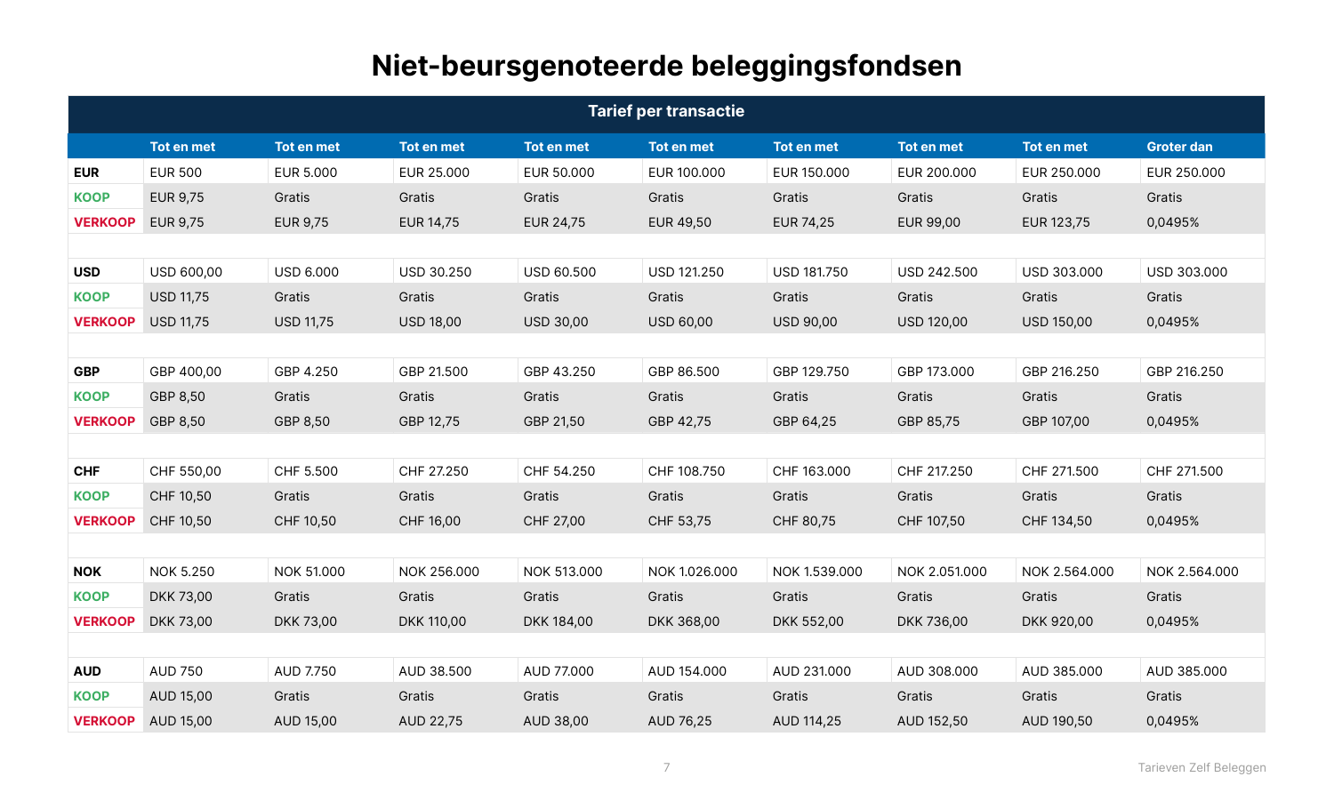# Niet-beursgenoteerde beleggingsfondsen

| Tarief per transactie | | | | | | | | | |
|---|---|---|---|---|---|---|---|---|---|
| | Tot en met | Tot en met | Tot en met | Tot en met | Tot en met | Tot en met | Tot en met | Tot en met | Groter dan |
| **EUR** | EUR 500 | EUR 5.000 | EUR 25.000 | EUR 50.000 | EUR 100.000 | EUR 150.000 | EUR 200.000 | EUR 250.000 | EUR 250.000 |
| **KOOP** | EUR 9,75 | Gratis | Gratis | Gratis | Gratis | Gratis | Gratis | Gratis | Gratis |
| **VERKOOP** | EUR 9,75 | EUR 9,75 | EUR 14,75 | EUR 24,75 | EUR 49,50 | EUR 74,25 | EUR 99,00 | EUR 123,75 | 0,0495% |
| | | | | | | | | | |
| **USD** | USD 600,00 | USD 6.000 | USD 30.250 | USD 60.500 | USD 121.250 | USD 181.750 | USD 242.500 | USD 303.000 | USD 303.000 |
| **KOOP** | USD 11,75 | Gratis | Gratis | Gratis | Gratis | Gratis | Gratis | Gratis | Gratis |
| **VERKOOP** | USD 11,75 | USD 11,75 | USD 18,00 | USD 30,00 | USD 60,00 | USD 90,00 | USD 120,00 | USD 150,00 | 0,0495% |
| | | | | | | | | | |
| **GBP** | GBP 400,00 | GBP 4.250 | GBP 21.500 | GBP 43.250 | GBP 86.500 | GBP 129.750 | GBP 173.000 | GBP 216.250 | GBP 216.250 |
| **KOOP** | GBP 8,50 | Gratis | Gratis | Gratis | Gratis | Gratis | Gratis | Gratis | Gratis |
| **VERKOOP** | GBP 8,50 | GBP 8,50 | GBP 12,75 | GBP 21,50 | GBP 42,75 | GBP 64,25 | GBP 85,75 | GBP 107,00 | 0,0495% |
| | | | | | | | | | |
| **CHF** | CHF 550,00 | CHF 5.500 | CHF 27.250 | CHF 54.250 | CHF 108.750 | CHF 163.000 | CHF 217.250 | CHF 271.500 | CHF 271.500 |
| **KOOP** | CHF 10,50 | Gratis | Gratis | Gratis | Gratis | Gratis | Gratis | Gratis | Gratis |
| **VERKOOP** | CHF 10,50 | CHF 10,50 | CHF 16,00 | CHF 27,00 | CHF 53,75 | CHF 80,75 | CHF 107,50 | CHF 134,50 | 0,0495% |
| | | | | | | | | | |
| **NOK** | NOK 5.250 | NOK 51.000 | NOK 256.000 | NOK 513.000 | NOK 1.026.000 | NOK 1.539.000 | NOK 2.051.000 | NOK 2.564.000 | NOK 2.564.000 |
| **KOOP** | DKK 73,00 | Gratis | Gratis | Gratis | Gratis | Gratis | Gratis | Gratis | Gratis |
| **VERKOOP** | DKK 73,00 | DKK 73,00 | DKK 110,00 | DKK 184,00 | DKK 368,00 | DKK 552,00 | DKK 736,00 | DKK 920,00 | 0,0495% |
| | | | | | | | | | |
| **AUD** | AUD 750 | AUD 7.750 | AUD 38.500 | AUD 77.000 | AUD 154.000 | AUD 231.000 | AUD 308.000 | AUD 385.000 | AUD 385.000 |
| **KOOP** | AUD 15,00 | Gratis | Gratis | Gratis | Gratis | Gratis | Gratis | Gratis | Gratis |
| **VERKOOP** | AUD 15,00 | AUD 15,00 | AUD 22,75 | AUD 38,00 | AUD 76,25 | AUD 114,25 | AUD 152,50 | AUD 190,50 | 0,0495% |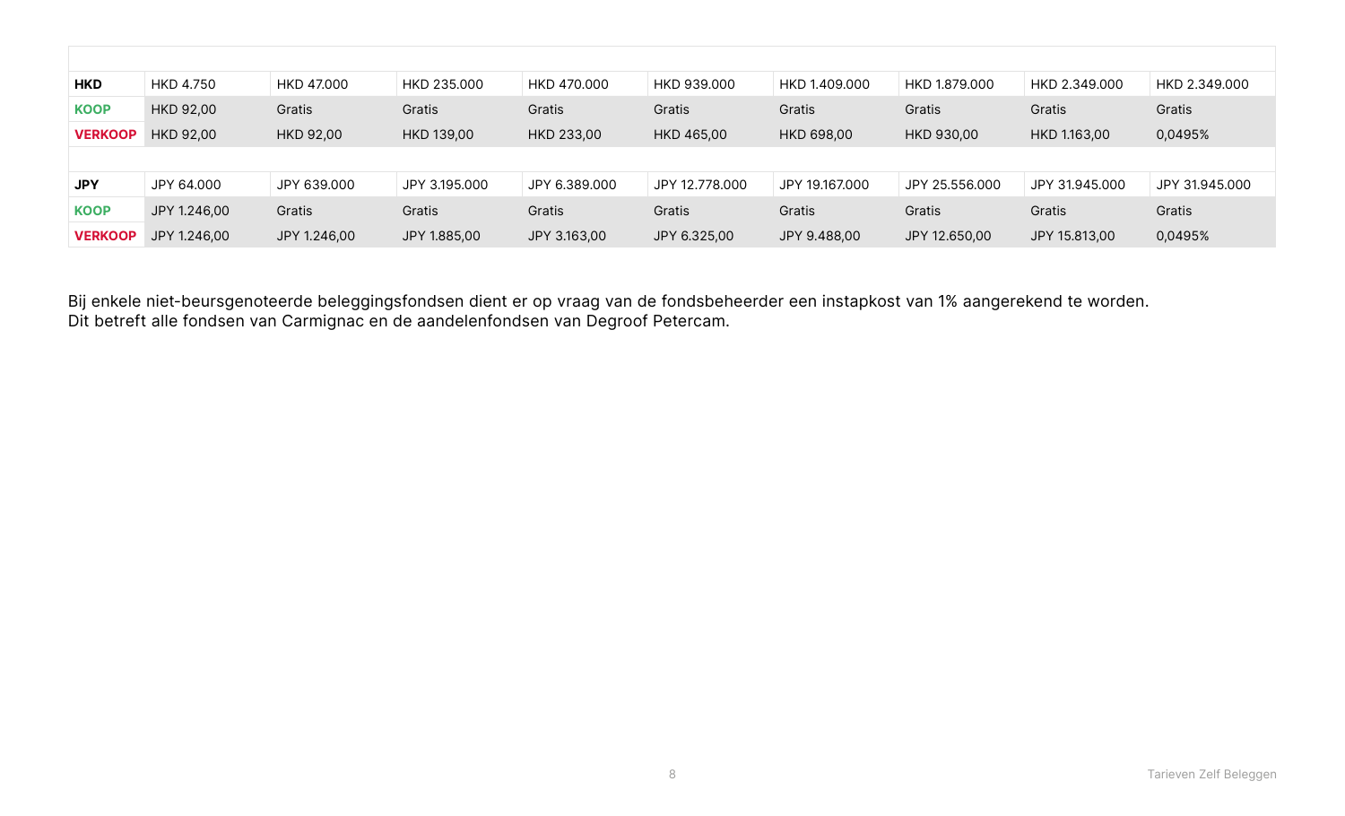| | | | | | | | | | |
|---|---|---|---|---|---|---|---|---|---|
| **HKD** | HKD 4.750 | HKD 47.000 | HKD 235.000 | HKD 470.000 | HKD 939.000 | HKD 1.409.000 | HKD 1.879.000 | HKD 2.349.000 | HKD 2.349.000 |
| **KOOP** | HKD 92,00 | Gratis | Gratis | Gratis | Gratis | Gratis | Gratis | Gratis | Gratis |
| **VERKOOP** | HKD 92,00 | HKD 92,00 | HKD 139,00 | HKD 233,00 | HKD 465,00 | HKD 698,00 | HKD 930,00 | HKD 1.163,00 | 0,0495% |
| | | | | | | | | | |
| **JPY** | JPY 64.000 | JPY 639.000 | JPY 3.195.000 | JPY 6.389.000 | JPY 12.778.000 | JPY 19.167.000 | JPY 25.556.000 | JPY 31.945.000 | JPY 31.945.000 |
| **KOOP** | JPY 1.246,00 | Gratis | Gratis | Gratis | Gratis | Gratis | Gratis | Gratis | Gratis |
| **VERKOOP** | JPY 1.246,00 | JPY 1.246,00 | JPY 1.885,00 | JPY 3.163,00 | JPY 6.325,00 | JPY 9.488,00 | JPY 12.650,00 | JPY 15.813,00 | 0,0495% |

Bij enkele niet-beursgenoteerde beleggingsfondsen dient er op vraag van de fondsbeheerder een instapkost van 1% aangerekend te worden.
Dit betreft alle fondsen van Carmignac en de aandelenfondsen van Degroof Petercam.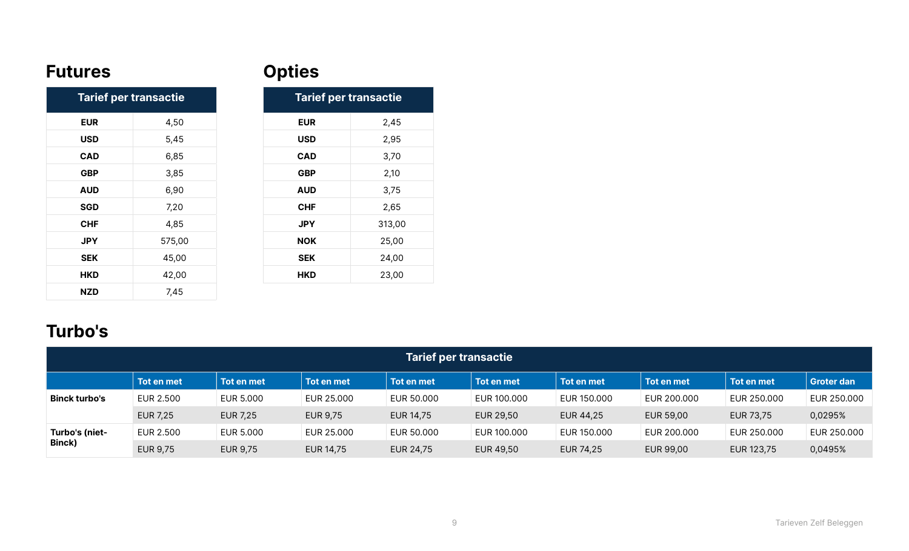## Futures

| Tarief per transactie | |
|---|---|
| **EUR** | 4,50 |
| **USD** | 5,45 |
| **CAD** | 6,85 |
| **GBP** | 3,85 |
| **AUD** | 6,90 |
| **SGD** | 7,20 |
| **CHF** | 4,85 |
| **JPY** | 575,00 |
| **SEK** | 45,00 |
| **HKD** | 42,00 |
| **NZD** | 7,45 |

## Opties

| Tarief per transactie | |
|---|---|
| **EUR** | 2,45 |
| **USD** | 2,95 |
| **CAD** | 3,70 |
| **GBP** | 2,10 |
| **AUD** | 3,75 |
| **CHF** | 2,65 |
| **JPY** | 313,00 |
| **NOK** | 25,00 |
| **SEK** | 24,00 |
| **HKD** | 23,00 |

## Turbo's

| Tarief per transactie | | | | | | | | | |
|---|---|---|---|---|---|---|---|---|---|
| | **Tot en met** | **Tot en met** | **Tot en met** | **Tot en met** | **Tot en met** | **Tot en met** | **Tot en met** | **Tot en met** | **Groter dan** |
| **Binck turbo's** | EUR 2.500 | EUR 5.000 | EUR 25.000 | EUR 50.000 | EUR 100.000 | EUR 150.000 | EUR 200.000 | EUR 250.000 | EUR 250.000 |
| | EUR 7,25 | EUR 7,25 | EUR 9,75 | EUR 14,75 | EUR 29,50 | EUR 44,25 | EUR 59,00 | EUR 73,75 | 0,0295% |
| **Turbo's (niet-Binck)** | EUR 2.500 | EUR 5.000 | EUR 25.000 | EUR 50.000 | EUR 100.000 | EUR 150.000 | EUR 200.000 | EUR 250.000 | EUR 250.000 |
| | EUR 9,75 | EUR 9,75 | EUR 14,75 | EUR 24,75 | EUR 49,50 | EUR 74,25 | EUR 99,00 | EUR 123,75 | 0,0495% |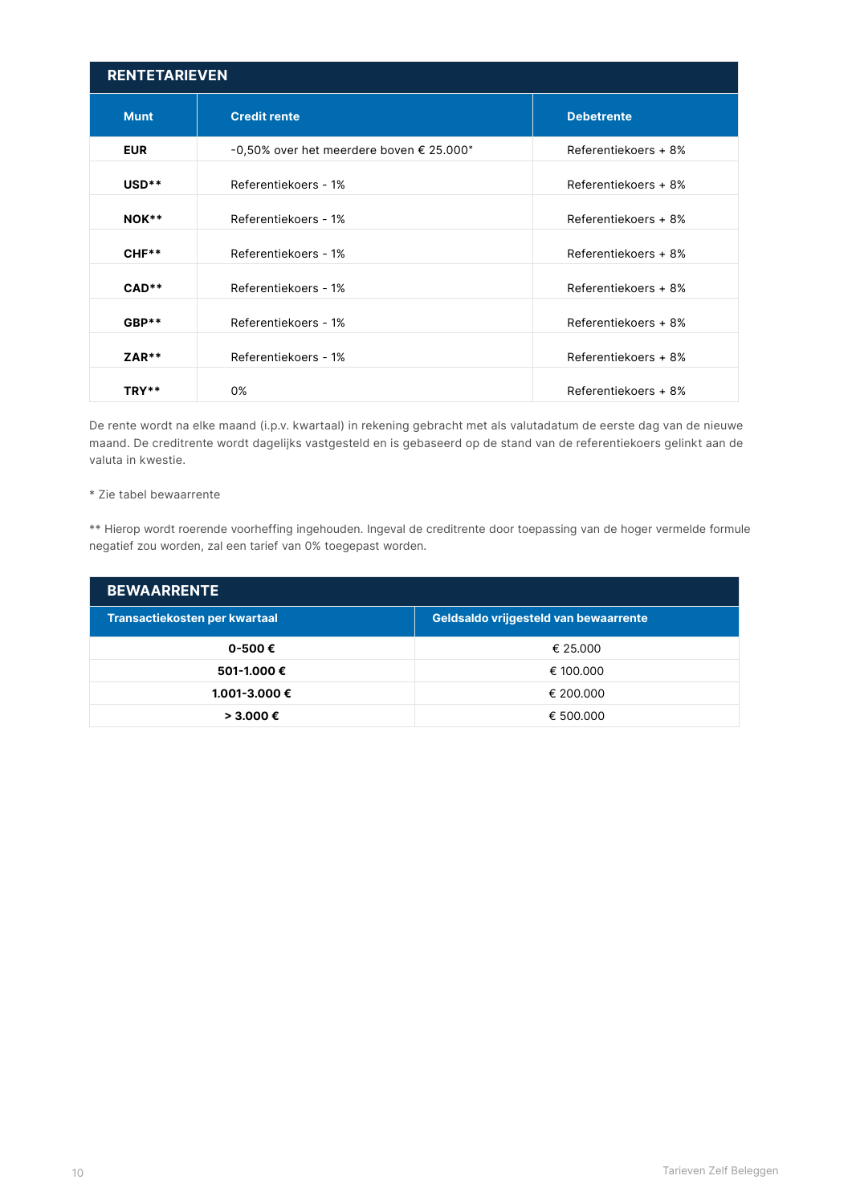## RENTETARIEVEN

| Munt | Credit rente | Debetrente |
|---|---|---|
| EUR | -0,50% over het meerdere boven € 25.000* | Referentiekoers + 8% |
| USD** | Referentiekoers - 1% | Referentiekoers + 8% |
| NOK** | Referentiekoers - 1% | Referentiekoers + 8% |
| CHF** | Referentiekoers - 1% | Referentiekoers + 8% |
| CAD** | Referentiekoers - 1% | Referentiekoers + 8% |
| GBP** | Referentiekoers - 1% | Referentiekoers + 8% |
| ZAR** | Referentiekoers - 1% | Referentiekoers + 8% |
| TRY** | 0% | Referentiekoers + 8% |

De rente wordt na elke maand (i.p.v. kwartaal) in rekening gebracht met als valutadatum de eerste dag van de nieuwe maand. De creditrente wordt dagelijks vastgesteld en is gebaseerd op de stand van de referentiekoers gelinkt aan de valuta in kwestie.

* Zie tabel bewaarrente

** Hierop wordt roerende voorheffing ingehouden. Ingeval de creditrente door toepassing van de hoger vermelde formule negatief zou worden, zal een tarief van 0% toegepast worden.

## BEWAARRENTE

| Transactiekosten per kwartaal | Geldsaldo vrijgesteld van bewaarrente |
|---|---|
| 0-500 € | € 25.000 |
| 501-1.000 € | € 100.000 |
| 1.001-3.000 € | € 200.000 |
| > 3.000 € | € 500.000 |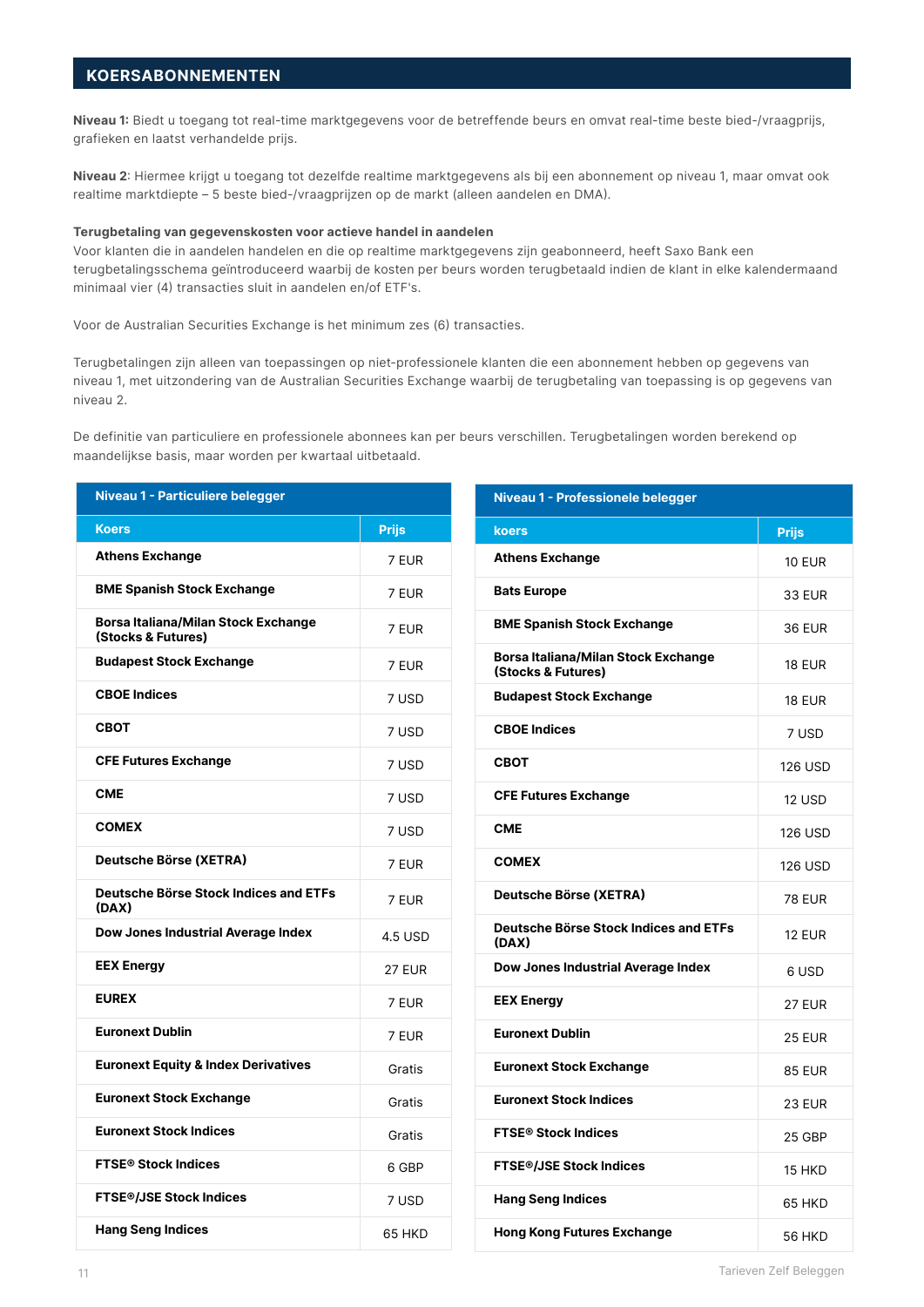## KOERSABONNEMENTEN

**Niveau 1:** Biedt u toegang tot real-time marktgegevens voor de betreffende beurs en omvat real-time beste bied-/vraagprijs, grafieken en laatst verhandelde prijs.

**Niveau 2**: Hiermee krijgt u toegang tot dezelfde realtime marktgegevens als bij een abonnement op niveau 1, maar omvat ook realtime marktdiepte – 5 beste bied-/vraagprijzen op de markt (alleen aandelen en DMA).

**Terugbetaling van gegevenskosten voor actieve handel in aandelen**

Voor klanten die in aandelen handelen en die op realtime marktgegevens zijn geabonneerd, heeft Saxo Bank een terugbetalingsschema geïntroduceerd waarbij de kosten per beurs worden terugbetaald indien de klant in elke kalendermaand minimaal vier (4) transacties sluit in aandelen en/of ETF's.

Voor de Australian Securities Exchange is het minimum zes (6) transacties.

Terugbetalingen zijn alleen van toepassingen op niet-professionele klanten die een abonnement hebben op gegevens van niveau 1, met uitzondering van de Australian Securities Exchange waarbij de terugbetaling van toepassing is op gegevens van niveau 2.

De definitie van particuliere en professionele abonnees kan per beurs verschillen. Terugbetalingen worden berekend op maandelijkse basis, maar worden per kwartaal uitbetaald.

| Niveau 1 - Particuliere belegger | |
|---|---|
| **Koers** | **Prijs** |
| **Athens Exchange** | 7 EUR |
| **BME Spanish Stock Exchange** | 7 EUR |
| **Borsa Italiana/Milan Stock Exchange (Stocks & Futures)** | 7 EUR |
| **Budapest Stock Exchange** | 7 EUR |
| **CBOE Indices** | 7 USD |
| **CBOT** | 7 USD |
| **CFE Futures Exchange** | 7 USD |
| **CME** | 7 USD |
| **COMEX** | 7 USD |
| **Deutsche Börse (XETRA)** | 7 EUR |
| **Deutsche Börse Stock Indices and ETFs (DAX)** | 7 EUR |
| **Dow Jones Industrial Average Index** | 4.5 USD |
| **EEX Energy** | 27 EUR |
| **EUREX** | 7 EUR |
| **Euronext Dublin** | 7 EUR |
| **Euronext Equity & Index Derivatives** | Gratis |
| **Euronext Stock Exchange** | Gratis |
| **Euronext Stock Indices** | Gratis |
| **FTSE® Stock Indices** | 6 GBP |
| **FTSE®/JSE Stock Indices** | 7 USD |
| **Hang Seng Indices** | 65 HKD |

| Niveau 1 - Professionele belegger | |
|---|---|
| **koers** | **Prijs** |
| **Athens Exchange** | 10 EUR |
| **Bats Europe** | 33 EUR |
| **BME Spanish Stock Exchange** | 36 EUR |
| **Borsa Italiana/Milan Stock Exchange (Stocks & Futures)** | 18 EUR |
| **Budapest Stock Exchange** | 18 EUR |
| **CBOE Indices** | 7 USD |
| **CBOT** | 126 USD |
| **CFE Futures Exchange** | 12 USD |
| **CME** | 126 USD |
| **COMEX** | 126 USD |
| **Deutsche Börse (XETRA)** | 78 EUR |
| **Deutsche Börse Stock Indices and ETFs (DAX)** | 12 EUR |
| **Dow Jones Industrial Average Index** | 6 USD |
| **EEX Energy** | 27 EUR |
| **Euronext Dublin** | 25 EUR |
| **Euronext Stock Exchange** | 85 EUR |
| **Euronext Stock Indices** | 23 EUR |
| **FTSE® Stock Indices** | 25 GBP |
| **FTSE®/JSE Stock Indices** | 15 HKD |
| **Hang Seng Indices** | 65 HKD |
| **Hong Kong Futures Exchange** | 56 HKD |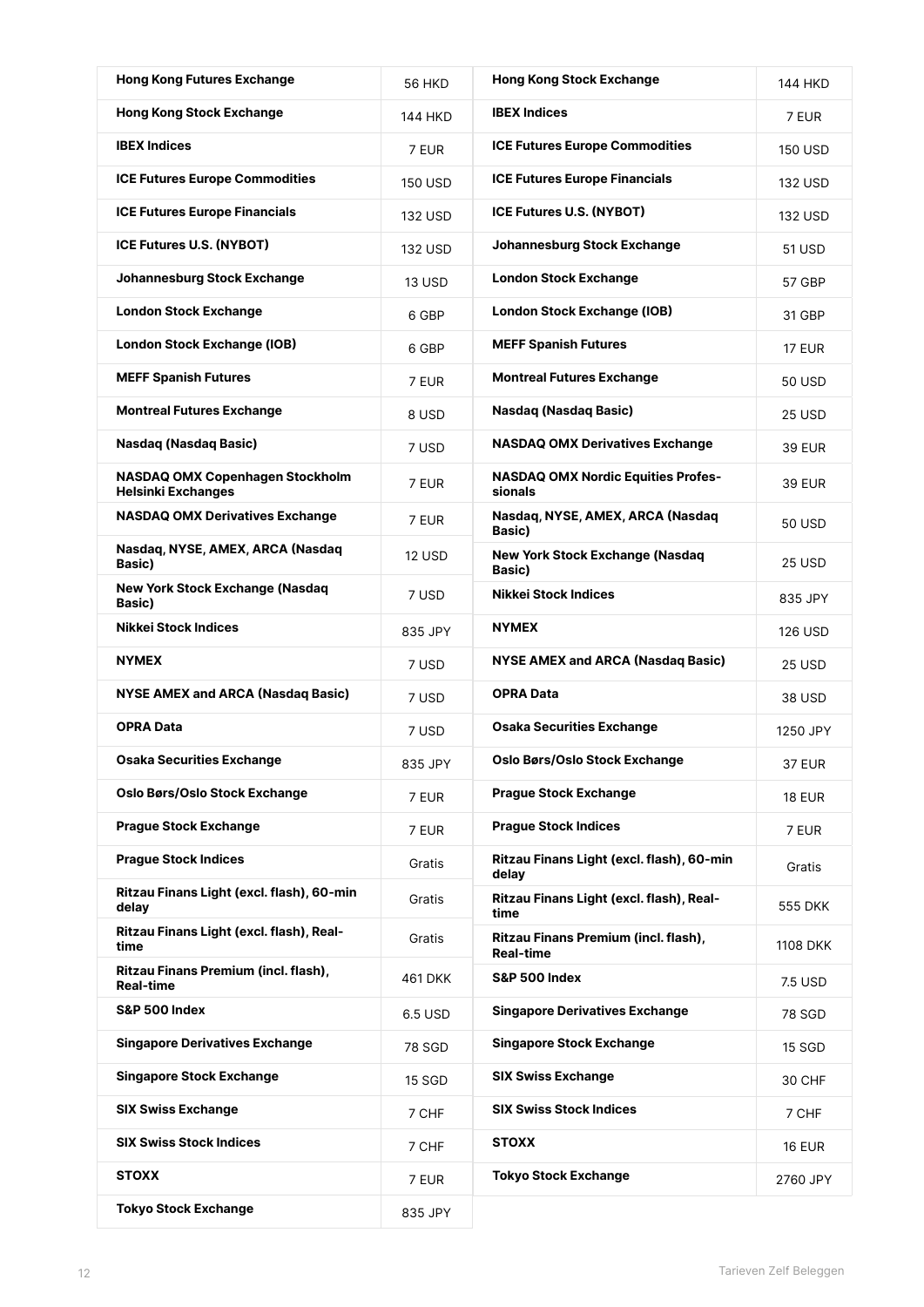| | |
|---|---|
| **Hong Kong Futures Exchange** | 56 HKD |
| **Hong Kong Stock Exchange** | 144 HKD |
| **IBEX Indices** | 7 EUR |
| **ICE Futures Europe Commodities** | 150 USD |
| **ICE Futures Europe Financials** | 132 USD |
| **ICE Futures U.S. (NYBOT)** | 132 USD |
| **Johannesburg Stock Exchange** | 13 USD |
| **London Stock Exchange** | 6 GBP |
| **London Stock Exchange (IOB)** | 6 GBP |
| **MEFF Spanish Futures** | 7 EUR |
| **Montreal Futures Exchange** | 8 USD |
| **Nasdaq (Nasdaq Basic)** | 7 USD |
| **NASDAQ OMX Copenhagen Stockholm Helsinki Exchanges** | 7 EUR |
| **NASDAQ OMX Derivatives Exchange** | 7 EUR |
| **Nasdaq, NYSE, AMEX, ARCA (Nasdaq Basic)** | 12 USD |
| **New York Stock Exchange (Nasdaq Basic)** | 7 USD |
| **Nikkei Stock Indices** | 835 JPY |
| **NYMEX** | 7 USD |
| **NYSE AMEX and ARCA (Nasdaq Basic)** | 7 USD |
| **OPRA Data** | 7 USD |
| **Osaka Securities Exchange** | 835 JPY |
| **Oslo Børs/Oslo Stock Exchange** | 7 EUR |
| **Prague Stock Exchange** | 7 EUR |
| **Prague Stock Indices** | Gratis |
| **Ritzau Finans Light (excl. flash), 60-min delay** | Gratis |
| **Ritzau Finans Light (excl. flash), Real-time** | Gratis |
| **Ritzau Finans Premium (incl. flash), Real-time** | 461 DKK |
| **S&P 500 Index** | 6.5 USD |
| **Singapore Derivatives Exchange** | 78 SGD |
| **Singapore Stock Exchange** | 15 SGD |
| **SIX Swiss Exchange** | 7 CHF |
| **SIX Swiss Stock Indices** | 7 CHF |
| **STOXX** | 7 EUR |
| **Tokyo Stock Exchange** | 835 JPY |

| | |
|---|---|
| **Hong Kong Stock Exchange** | 144 HKD |
| **IBEX Indices** | 7 EUR |
| **ICE Futures Europe Commodities** | 150 USD |
| **ICE Futures Europe Financials** | 132 USD |
| **ICE Futures U.S. (NYBOT)** | 132 USD |
| **Johannesburg Stock Exchange** | 51 USD |
| **London Stock Exchange** | 57 GBP |
| **London Stock Exchange (IOB)** | 31 GBP |
| **MEFF Spanish Futures** | 17 EUR |
| **Montreal Futures Exchange** | 50 USD |
| **Nasdaq (Nasdaq Basic)** | 25 USD |
| **NASDAQ OMX Derivatives Exchange** | 39 EUR |
| **NASDAQ OMX Nordic Equities Professionals** | 39 EUR |
| **Nasdaq, NYSE, AMEX, ARCA (Nasdaq Basic)** | 50 USD |
| **New York Stock Exchange (Nasdaq Basic)** | 25 USD |
| **Nikkei Stock Indices** | 835 JPY |
| **NYMEX** | 126 USD |
| **NYSE AMEX and ARCA (Nasdaq Basic)** | 25 USD |
| **OPRA Data** | 38 USD |
| **Osaka Securities Exchange** | 1250 JPY |
| **Oslo Børs/Oslo Stock Exchange** | 37 EUR |
| **Prague Stock Exchange** | 18 EUR |
| **Prague Stock Indices** | 7 EUR |
| **Ritzau Finans Light (excl. flash), 60-min delay** | Gratis |
| **Ritzau Finans Light (excl. flash), Real-time** | 555 DKK |
| **Ritzau Finans Premium (incl. flash), Real-time** | 1108 DKK |
| **S&P 500 Index** | 7.5 USD |
| **Singapore Derivatives Exchange** | 78 SGD |
| **Singapore Stock Exchange** | 15 SGD |
| **SIX Swiss Exchange** | 30 CHF |
| **SIX Swiss Stock Indices** | 7 CHF |
| **STOXX** | 16 EUR |
| **Tokyo Stock Exchange** | 2760 JPY |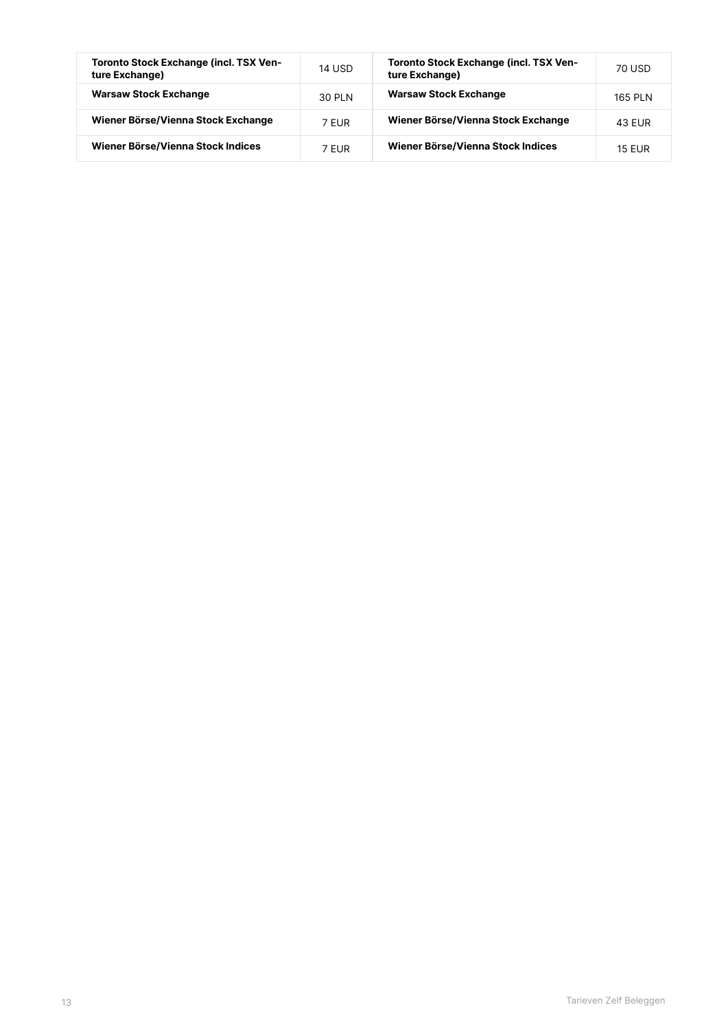| | | | |
|---|---|---|---|
| **Toronto Stock Exchange (incl. TSX Venture Exchange)** | 14 USD | **Toronto Stock Exchange (incl. TSX Venture Exchange)** | 70 USD |
| **Warsaw Stock Exchange** | 30 PLN | **Warsaw Stock Exchange** | 165 PLN |
| **Wiener Börse/Vienna Stock Exchange** | 7 EUR | **Wiener Börse/Vienna Stock Exchange** | 43 EUR |
| **Wiener Börse/Vienna Stock Indices** | 7 EUR | **Wiener Börse/Vienna Stock Indices** | 15 EUR |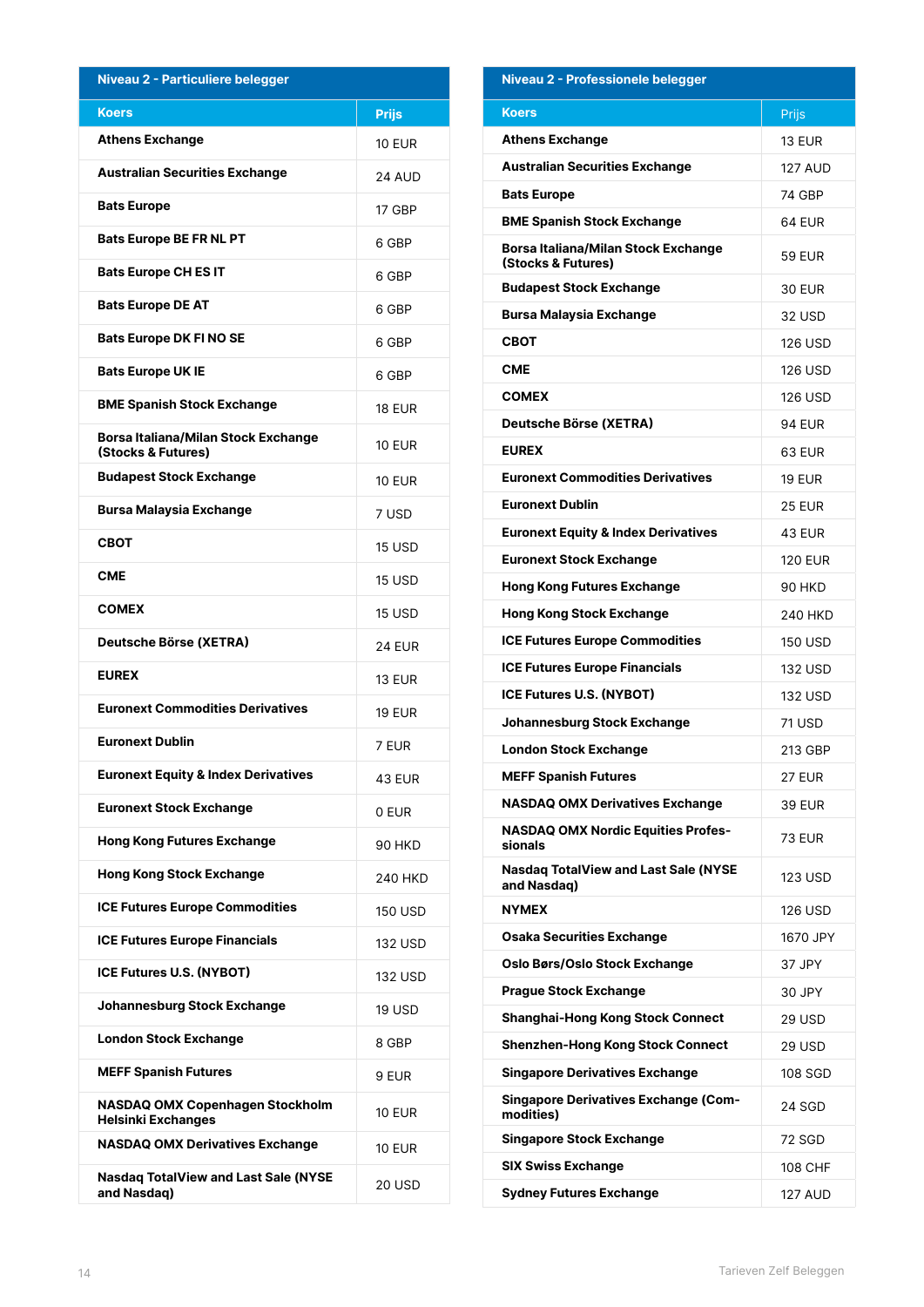| Niveau 2 - Particuliere belegger | |
| --- | --- |
| **Koers** | **Prijs** |
| **Athens Exchange** | 10 EUR |
| **Australian Securities Exchange** | 24 AUD |
| **Bats Europe** | 17 GBP |
| **Bats Europe BE FR NL PT** | 6 GBP |
| **Bats Europe CH ES IT** | 6 GBP |
| **Bats Europe DE AT** | 6 GBP |
| **Bats Europe DK FI NO SE** | 6 GBP |
| **Bats Europe UK IE** | 6 GBP |
| **BME Spanish Stock Exchange** | 18 EUR |
| **Borsa Italiana/Milan Stock Exchange (Stocks & Futures)** | 10 EUR |
| **Budapest Stock Exchange** | 10 EUR |
| **Bursa Malaysia Exchange** | 7 USD |
| **CBOT** | 15 USD |
| **CME** | 15 USD |
| **COMEX** | 15 USD |
| **Deutsche Börse (XETRA)** | 24 EUR |
| **EUREX** | 13 EUR |
| **Euronext Commodities Derivatives** | 19 EUR |
| **Euronext Dublin** | 7 EUR |
| **Euronext Equity & Index Derivatives** | 43 EUR |
| **Euronext Stock Exchange** | 0 EUR |
| **Hong Kong Futures Exchange** | 90 HKD |
| **Hong Kong Stock Exchange** | 240 HKD |
| **ICE Futures Europe Commodities** | 150 USD |
| **ICE Futures Europe Financials** | 132 USD |
| **ICE Futures U.S. (NYBOT)** | 132 USD |
| **Johannesburg Stock Exchange** | 19 USD |
| **London Stock Exchange** | 8 GBP |
| **MEFF Spanish Futures** | 9 EUR |
| **NASDAQ OMX Copenhagen Stockholm Helsinki Exchanges** | 10 EUR |
| **NASDAQ OMX Derivatives Exchange** | 10 EUR |
| **Nasdaq TotalView and Last Sale (NYSE and Nasdaq)** | 20 USD |

| Niveau 2 - Professionele belegger | |
| --- | --- |
| **Koers** | Prijs |
| **Athens Exchange** | 13 EUR |
| **Australian Securities Exchange** | 127 AUD |
| **Bats Europe** | 74 GBP |
| **BME Spanish Stock Exchange** | 64 EUR |
| **Borsa Italiana/Milan Stock Exchange (Stocks & Futures)** | 59 EUR |
| **Budapest Stock Exchange** | 30 EUR |
| **Bursa Malaysia Exchange** | 32 USD |
| **CBOT** | 126 USD |
| **CME** | 126 USD |
| **COMEX** | 126 USD |
| **Deutsche Börse (XETRA)** | 94 EUR |
| **EUREX** | 63 EUR |
| **Euronext Commodities Derivatives** | 19 EUR |
| **Euronext Dublin** | 25 EUR |
| **Euronext Equity & Index Derivatives** | 43 EUR |
| **Euronext Stock Exchange** | 120 EUR |
| **Hong Kong Futures Exchange** | 90 HKD |
| **Hong Kong Stock Exchange** | 240 HKD |
| **ICE Futures Europe Commodities** | 150 USD |
| **ICE Futures Europe Financials** | 132 USD |
| **ICE Futures U.S. (NYBOT)** | 132 USD |
| **Johannesburg Stock Exchange** | 71 USD |
| **London Stock Exchange** | 213 GBP |
| **MEFF Spanish Futures** | 27 EUR |
| **NASDAQ OMX Derivatives Exchange** | 39 EUR |
| **NASDAQ OMX Nordic Equities Professionals** | 73 EUR |
| **Nasdaq TotalView and Last Sale (NYSE and Nasdaq)** | 123 USD |
| **NYMEX** | 126 USD |
| **Osaka Securities Exchange** | 1670 JPY |
| **Oslo Børs/Oslo Stock Exchange** | 37 JPY |
| **Prague Stock Exchange** | 30 JPY |
| **Shanghai-Hong Kong Stock Connect** | 29 USD |
| **Shenzhen-Hong Kong Stock Connect** | 29 USD |
| **Singapore Derivatives Exchange** | 108 SGD |
| **Singapore Derivatives Exchange (Commodities)** | 24 SGD |
| **Singapore Stock Exchange** | 72 SGD |
| **SIX Swiss Exchange** | 108 CHF |
| **Sydney Futures Exchange** | 127 AUD |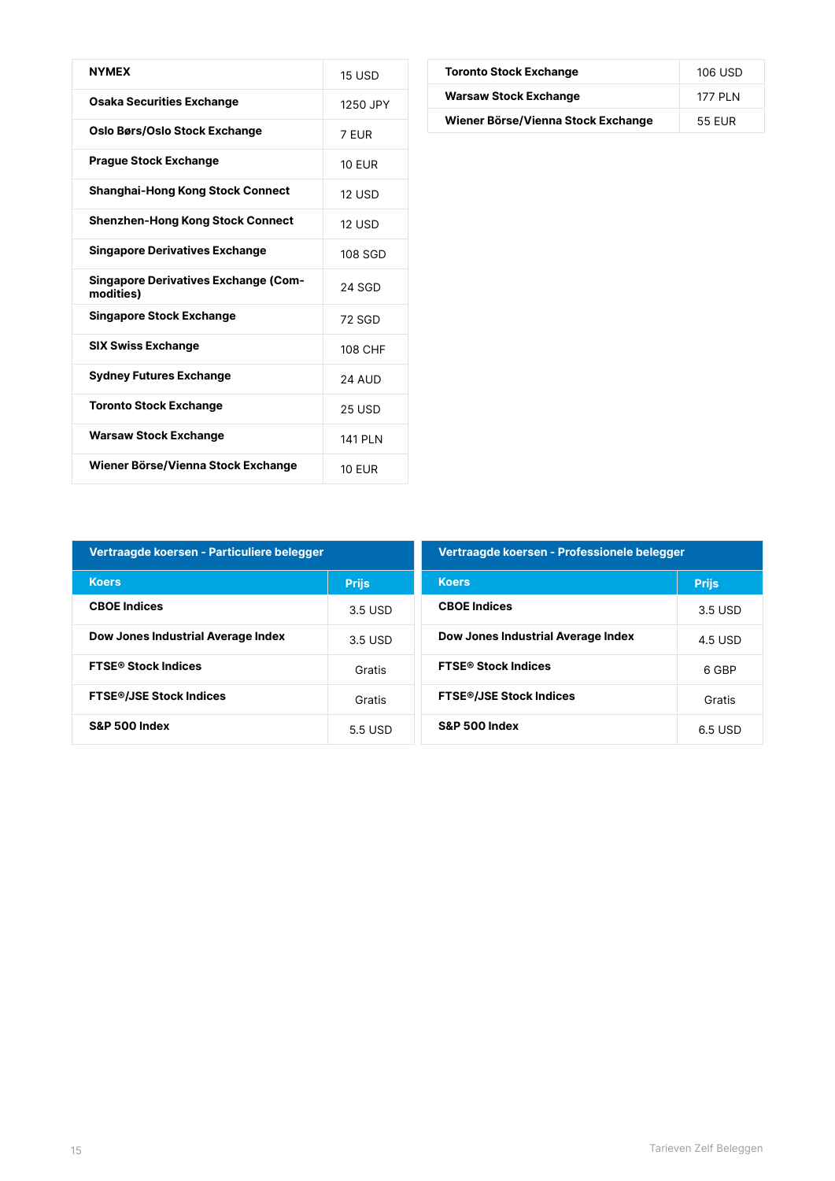| | |
|---|---|
| **NYMEX** | 15 USD |
| **Osaka Securities Exchange** | 1250 JPY |
| **Oslo Børs/Oslo Stock Exchange** | 7 EUR |
| **Prague Stock Exchange** | 10 EUR |
| **Shanghai-Hong Kong Stock Connect** | 12 USD |
| **Shenzhen-Hong Kong Stock Connect** | 12 USD |
| **Singapore Derivatives Exchange** | 108 SGD |
| **Singapore Derivatives Exchange (Commodities)** | 24 SGD |
| **Singapore Stock Exchange** | 72 SGD |
| **SIX Swiss Exchange** | 108 CHF |
| **Sydney Futures Exchange** | 24 AUD |
| **Toronto Stock Exchange** | 25 USD |
| **Warsaw Stock Exchange** | 141 PLN |
| **Wiener Börse/Vienna Stock Exchange** | 10 EUR |

| | |
|---|---|
| **Toronto Stock Exchange** | 106 USD |
| **Warsaw Stock Exchange** | 177 PLN |
| **Wiener Börse/Vienna Stock Exchange** | 55 EUR |

| Vertraagde koersen - Particuliere belegger | |
|---|---|
| **Koers** | **Prijs** |
| **CBOE Indices** | 3.5 USD |
| **Dow Jones Industrial Average Index** | 3.5 USD |
| **FTSE® Stock Indices** | Gratis |
| **FTSE®/JSE Stock Indices** | Gratis |
| **S&P 500 Index** | 5.5 USD |

| Vertraagde koersen - Professionele belegger | |
|---|---|
| **Koers** | **Prijs** |
| **CBOE Indices** | 3.5 USD |
| **Dow Jones Industrial Average Index** | 4.5 USD |
| **FTSE® Stock Indices** | 6 GBP |
| **FTSE®/JSE Stock Indices** | Gratis |
| **S&P 500 Index** | 6.5 USD |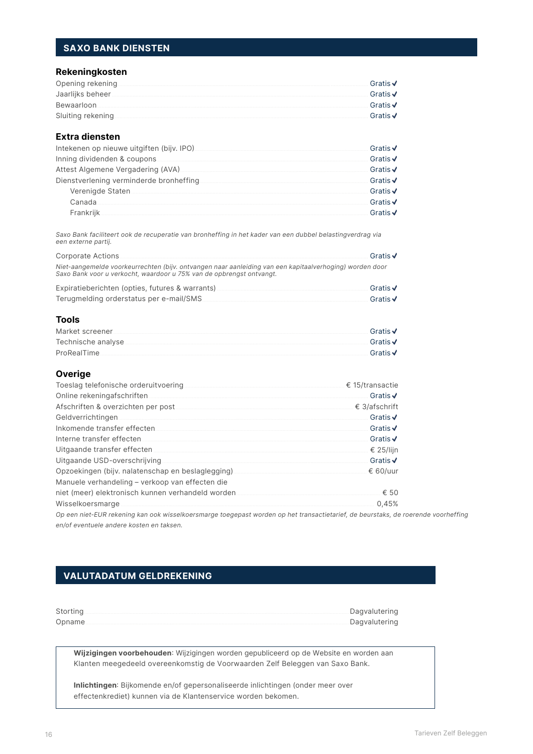## SAXO BANK DIENSTEN

### Rekeningkosten

| | |
|---|---|
| Opening rekening | Gratis ✔ |
| Jaarlijks beheer | Gratis ✔ |
| Bewaarloon | Gratis ✔ |
| Sluiting rekening | Gratis ✔ |

### Extra diensten

| | |
|---|---|
| Intekenen op nieuwe uitgiften (bijv. IPO) | Gratis ✔ |
| Inning dividenden & coupons | Gratis ✔ |
| Attest Algemene Vergadering (AVA) | Gratis ✔ |
| Dienstverlening verminderde bronheffing | Gratis ✔ |
| Verenigde Staten | Gratis ✔ |
| Canada | Gratis ✔ |
| Frankrijk | Gratis ✔ |

*Saxo Bank faciliteert ook de recuperatie van bronheffing in het kader van een dubbel belastingverdrag via een externe partij.*

| | |
|---|---|
| Corporate Actions | Gratis ✔ |

*Niet-aangemelde voorkeurrechten (bijv. ontvangen naar aanleiding van een kapitaalverhoging) worden door Saxo Bank voor u verkocht, waardoor u 75% van de opbrengst ontvangt.*

| | |
|---|---|
| Expiratieberichten (opties, futures & warrants) | Gratis ✔ |
| Terugmelding orderstatus per e-mail/SMS | Gratis ✔ |

### Tools

| | |
|---|---|
| Market screener | Gratis ✔ |
| Technische analyse | Gratis ✔ |
| ProRealTime | Gratis ✔ |

### Overige

| | |
|---|---|
| Toeslag telefonische orderuitvoering | € 15/transactie |
| Online rekeningafschriften | Gratis ✔ |
| Afschriften & overzichten per post | € 3/afschrift |
| Geldverrichtingen | Gratis ✔ |
| Inkomende transfer effecten | Gratis ✔ |
| Interne transfer effecten | Gratis ✔ |
| Uitgaande transfer effecten | € 25/lijn |
| Uitgaande USD-overschrijving | Gratis ✔ |
| Opzoekingen (bijv. nalatenschap en beslaglegging) | € 60/uur |
| Manuele verhandeling – verkoop van effecten die niet (meer) elektronisch kunnen verhandeld worden | € 50 |
| Wisselkoersmarge | 0,45% |

*Op een niet-EUR rekening kan ook wisselkoersmarge toegepast worden op het transactietarief, de beurstaks, de roerende voorheffing en/of eventuele andere kosten en taksen.*

## VALUTADATUM GELDREKENING

| | |
|---|---|
| Storting | Dagvalutering |
| Opname | Dagvalutering |

**Wijzigingen voorbehouden**: Wijzigingen worden gepubliceerd op de Website en worden aan Klanten meegedeeld overeenkomstig de Voorwaarden Zelf Beleggen van Saxo Bank.

**Inlichtingen**: Bijkomende en/of gepersonaliseerde inlichtingen (onder meer over effectenkrediet) kunnen via de Klantenservice worden bekomen.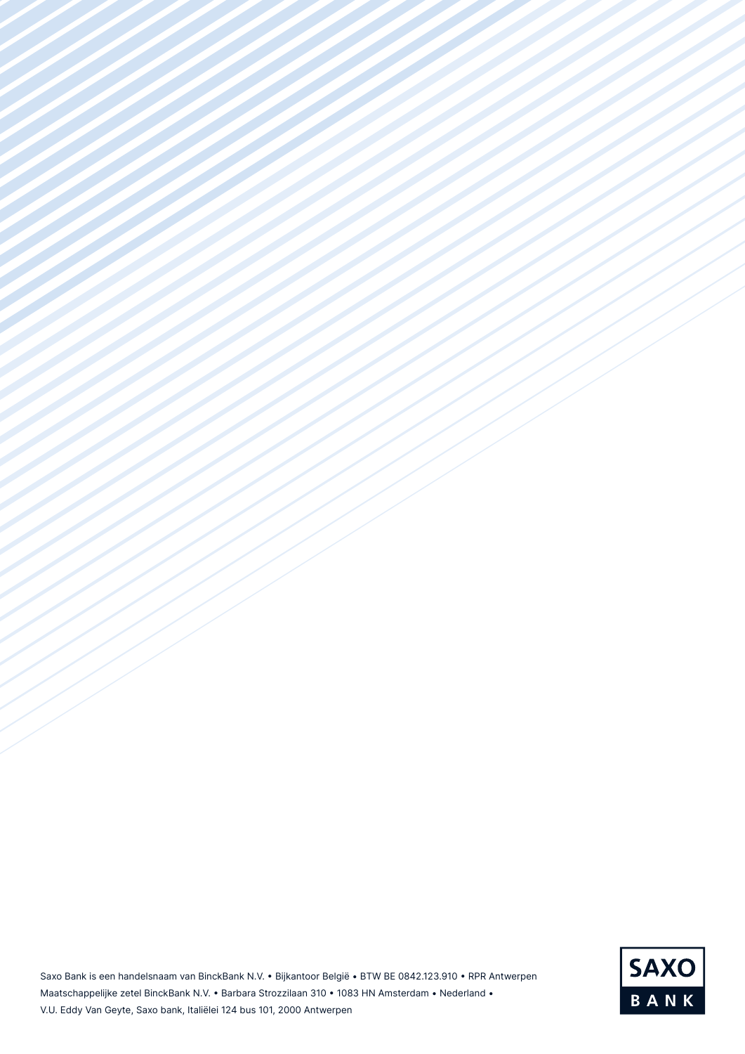Saxo Bank is een handelsnaam van BinckBank N.V. • Bijkantoor België • BTW BE 0842.123.910 • RPR Antwerpen
Maatschappelijke zetel BinckBank N.V. • Barbara Strozzilaan 310 • 1083 HN Amsterdam • Nederland •
V.U. Eddy Van Geyte, Saxo bank, Italiëlei 124 bus 101, 2000 Antwerpen

SAXO BANK